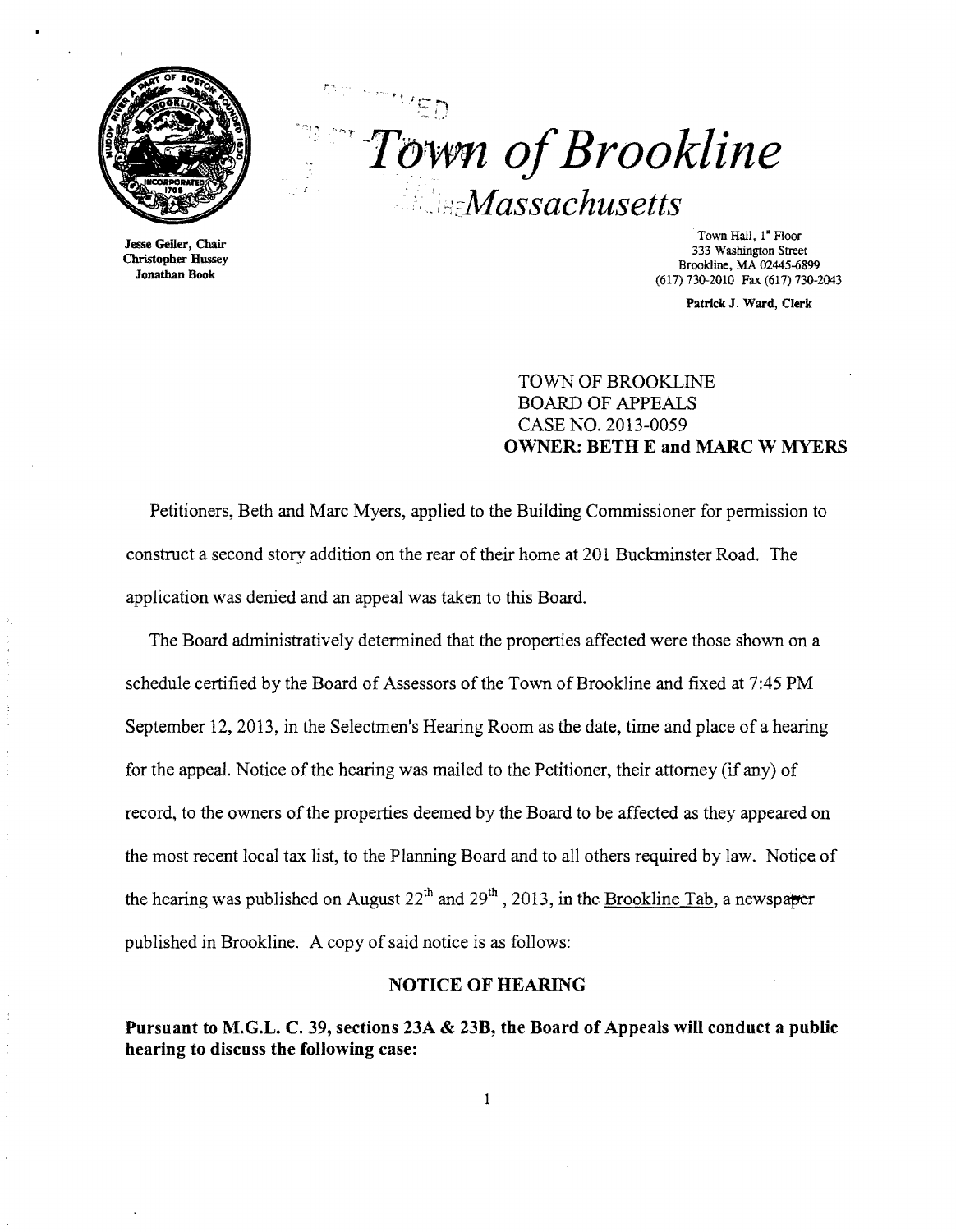# Town of Brookline

## Massachusetts

Jesse Geller, Chair
Christopher Hussey
Jonathan Book

Town Hall, 1st Floor
333 Washington Street
Brookline, MA 02445-6899
(617) 730-2010 Fax (617) 730-2043

Patrick J. Ward, Clerk

TOWN OF BROOKLINE
BOARD OF APPEALS
CASE NO. 2013-0059
**OWNER: BETH E and MARC W MYERS**

Petitioners, Beth and Marc Myers, applied to the Building Commissioner for permission to construct a second story addition on the rear of their home at 201 Buckminster Road. The application was denied and an appeal was taken to this Board.

The Board administratively determined that the properties affected were those shown on a schedule certified by the Board of Assessors of the Town of Brookline and fixed at 7:45 PM September 12, 2013, in the Selectmen's Hearing Room as the date, time and place of a hearing for the appeal. Notice of the hearing was mailed to the Petitioner, their attorney (if any) of record, to the owners of the properties deemed by the Board to be affected as they appeared on the most recent local tax list, to the Planning Board and to all others required by law. Notice of the hearing was published on August 22nd and 29th, 2013, in the Brookline Tab, a newspaper published in Brookline. A copy of said notice is as follows:

**NOTICE OF HEARING**

**Pursuant to M.G.L. C. 39, sections 23A & 23B, the Board of Appeals will conduct a public hearing to discuss the following case:**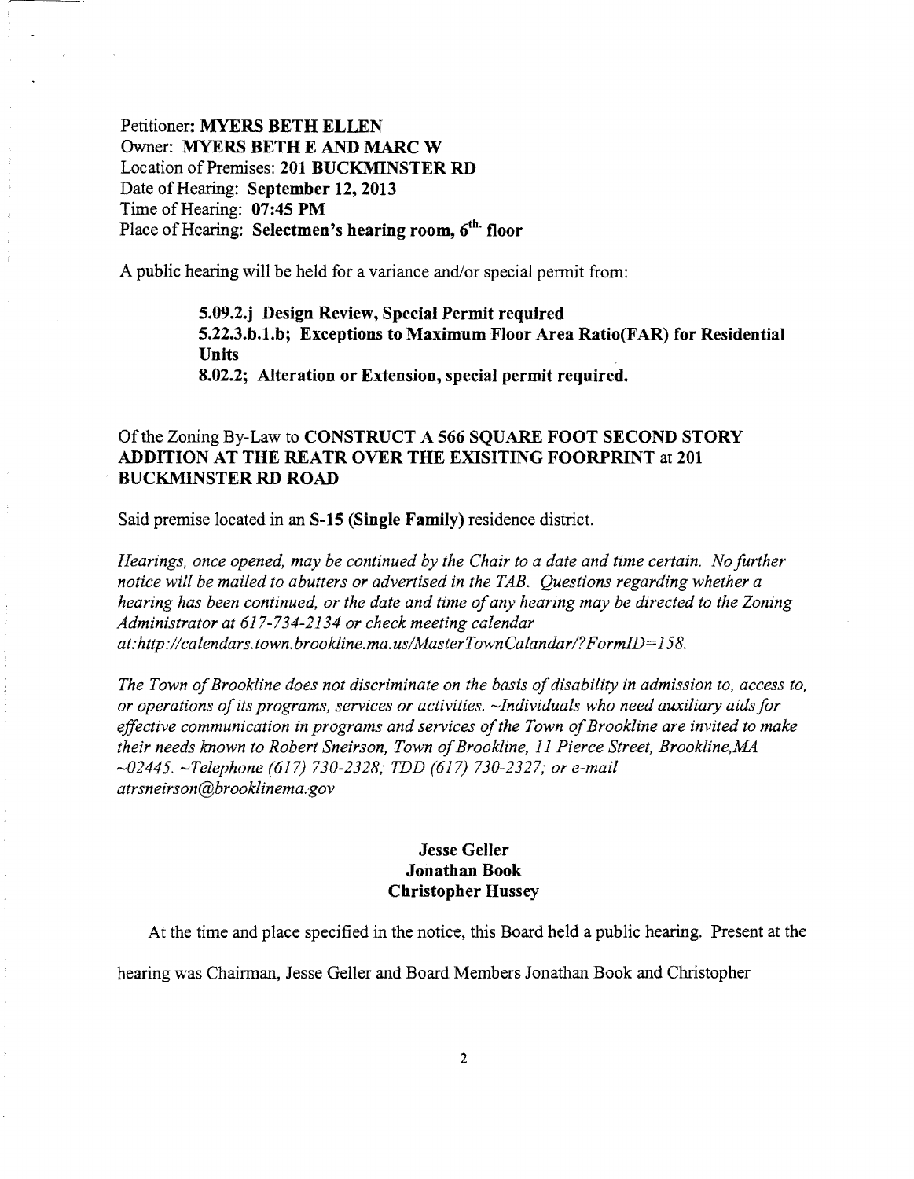Petitioner: **MYERS BETH ELLEN**
Owner: **MYERS BETH E AND MARC W**
Location of Premises: **201 BUCKMINSTER RD**
Date of Hearing: **September 12, 2013**
Time of Hearing: **07:45 PM**
Place of Hearing: **Selectmen's hearing room, 6th. floor**

A public hearing will be held for a variance and/or special permit from:

> **5.09.2.j Design Review, Special Permit required**
> **5.22.3.b.1.b; Exceptions to Maximum Floor Area Ratio(FAR) for Residential Units**
> **8.02.2; Alteration or Extension, special permit required.**

Of the Zoning By-Law to **CONSTRUCT A 566 SQUARE FOOT SECOND STORY ADDITION AT THE REATR OVER THE EXISITING FOORPRINT** at **201 BUCKMINSTER RD ROAD**

Said premise located in an **S-15 (Single Family)** residence district.

*Hearings, once opened, may be continued by the Chair to a date and time certain. No further notice will be mailed to abutters or advertised in the TAB. Questions regarding whether a hearing has been continued, or the date and time of any hearing may be directed to the Zoning Administrator at 617-734-2134 or check meeting calendar at:http://calendars.town.brookline.ma.us/MasterTownCalandar/?FormID=158.*

*The Town of Brookline does not discriminate on the basis of disability in admission to, access to, or operations of its programs, services or activities. ~Individuals who need auxiliary aids for effective communication in programs and services of the Town of Brookline are invited to make their needs known to Robert Sneirson, Town of Brookline, 11 Pierce Street, Brookline,MA ~02445. ~Telephone (617) 730-2328; TDD (617) 730-2327; or e-mail atrsneirson@brooklinema.gov*

**Jesse Geller**
**Jonathan Book**
**Christopher Hussey**

At the time and place specified in the notice, this Board held a public hearing. Present at the hearing was Chairman, Jesse Geller and Board Members Jonathan Book and Christopher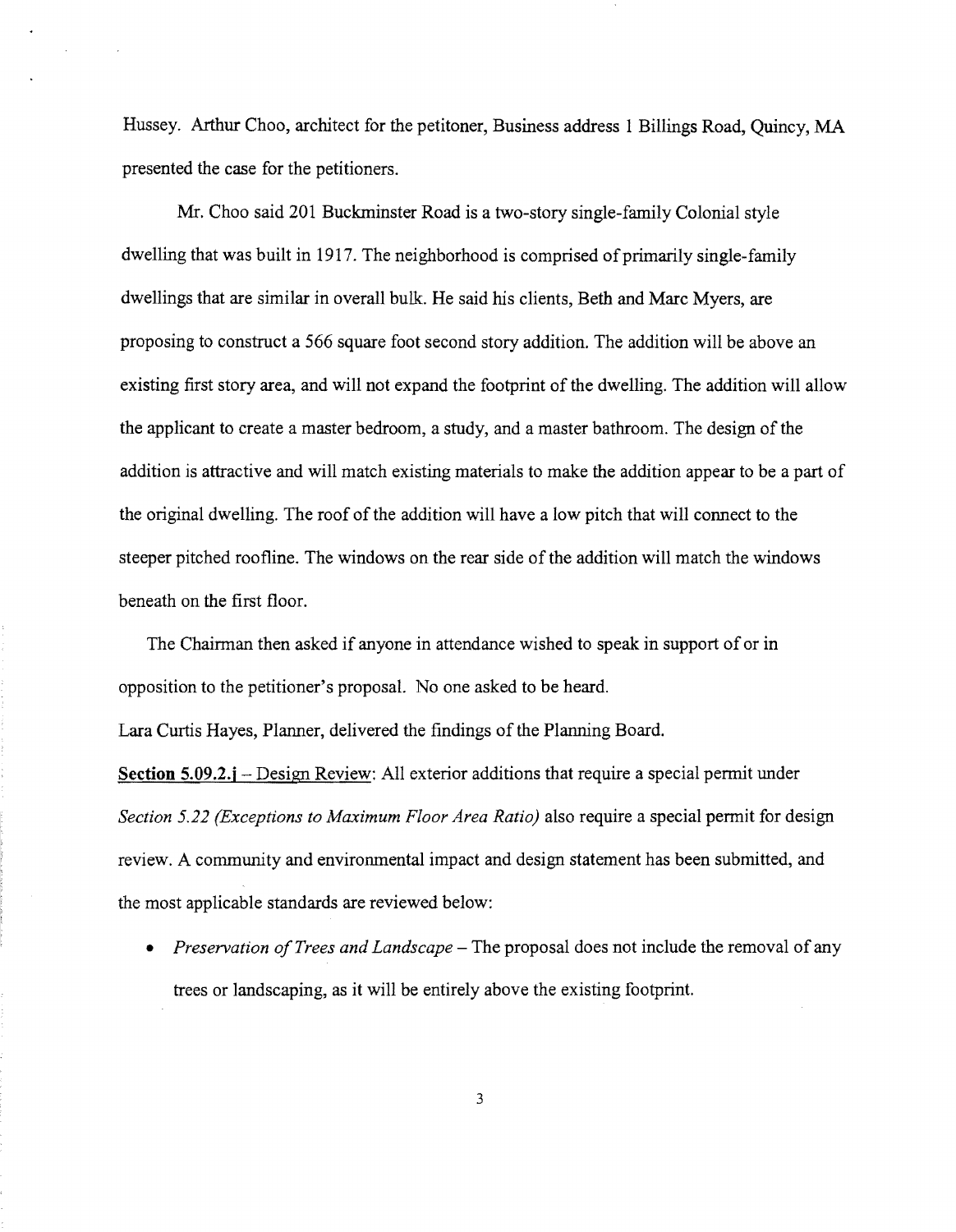Hussey. Arthur Choo, architect for the petitoner, Business address 1 Billings Road, Quincy, MA presented the case for the petitioners.

Mr. Choo said 201 Buckminster Road is a two-story single-family Colonial style dwelling that was built in 1917. The neighborhood is comprised of primarily single-family dwellings that are similar in overall bulk. He said his clients, Beth and Marc Myers, are proposing to construct a 566 square foot second story addition. The addition will be above an existing first story area, and will not expand the footprint of the dwelling. The addition will allow the applicant to create a master bedroom, a study, and a master bathroom. The design of the addition is attractive and will match existing materials to make the addition appear to be a part of the original dwelling. The roof of the addition will have a low pitch that will connect to the steeper pitched roofline. The windows on the rear side of the addition will match the windows beneath on the first floor.

The Chairman then asked if anyone in attendance wished to speak in support of or in opposition to the petitioner's proposal. No one asked to be heard.

Lara Curtis Hayes, Planner, delivered the findings of the Planning Board.

**Section 5.09.2.j** – Design Review: All exterior additions that require a special permit under *Section 5.22 (Exceptions to Maximum Floor Area Ratio)* also require a special permit for design review. A community and environmental impact and design statement has been submitted, and the most applicable standards are reviewed below:

- *Preservation of Trees and Landscape* – The proposal does not include the removal of any trees or landscaping, as it will be entirely above the existing footprint.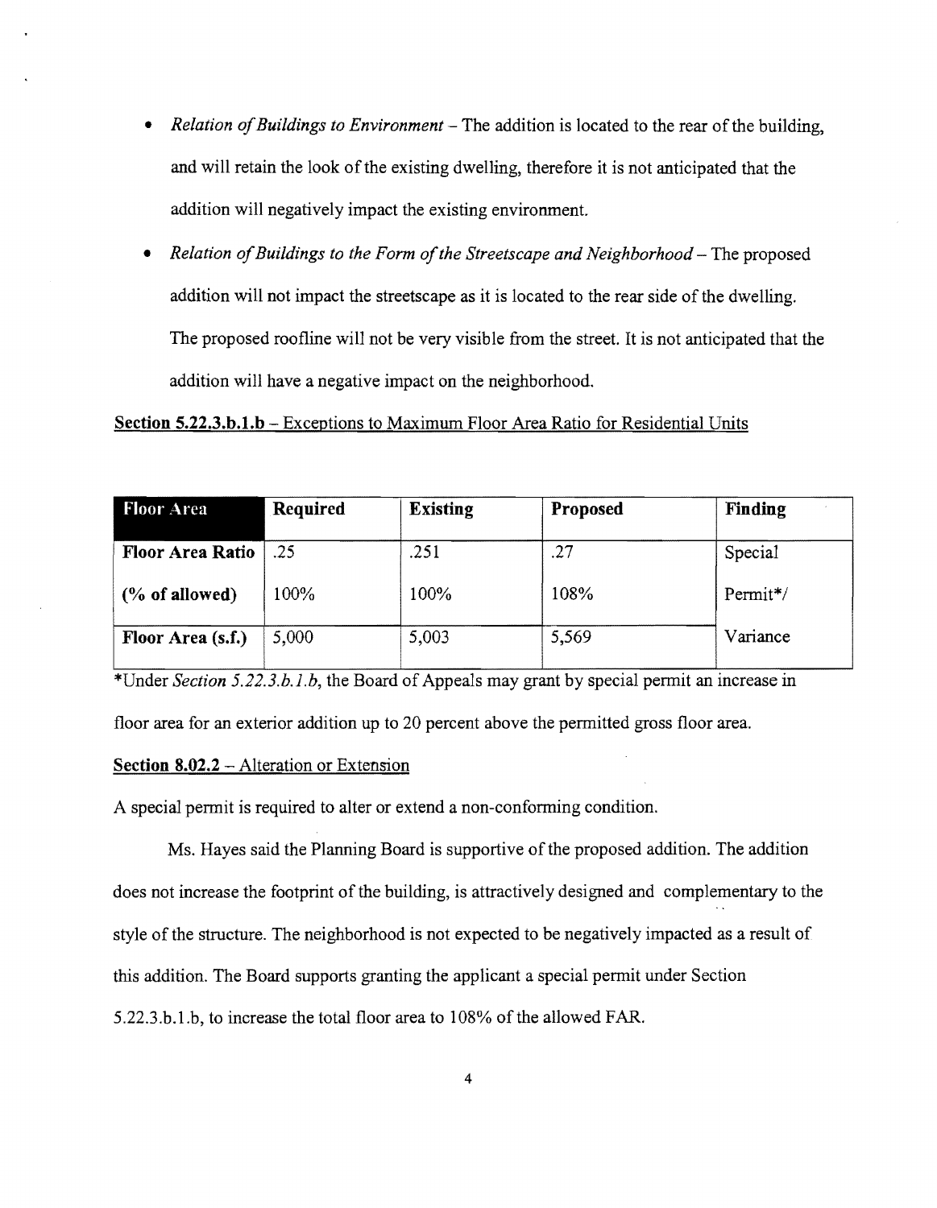- *Relation of Buildings to Environment* – The addition is located to the rear of the building, and will retain the look of the existing dwelling, therefore it is not anticipated that the addition will negatively impact the existing environment.
- *Relation of Buildings to the Form of the Streetscape and Neighborhood* – The proposed addition will not impact the streetscape as it is located to the rear side of the dwelling. The proposed roofline will not be very visible from the street. It is not anticipated that the addition will have a negative impact on the neighborhood.

**Section 5.22.3.b.1.b** – Exceptions to Maximum Floor Area Ratio for Residential Units

| Floor Area | Required | Existing | Proposed | Finding |
|---|---|---|---|---|
| **Floor Area Ratio** | .25 | .251 | .27 | Special |
| **(% of allowed)** | 100% | 100% | 108% | Permit*/ |
| **Floor Area (s.f.)** | 5,000 | 5,003 | 5,569 | Variance |

*Under *Section 5.22.3.b.1.b*, the Board of Appeals may grant by special permit an increase in floor area for an exterior addition up to 20 percent above the permitted gross floor area.

**Section 8.02.2** – Alteration or Extension

A special permit is required to alter or extend a non-conforming condition.

Ms. Hayes said the Planning Board is supportive of the proposed addition. The addition does not increase the footprint of the building, is attractively designed and complementary to the style of the structure. The neighborhood is not expected to be negatively impacted as a result of this addition. The Board supports granting the applicant a special permit under Section 5.22.3.b.1.b, to increase the total floor area to 108% of the allowed FAR.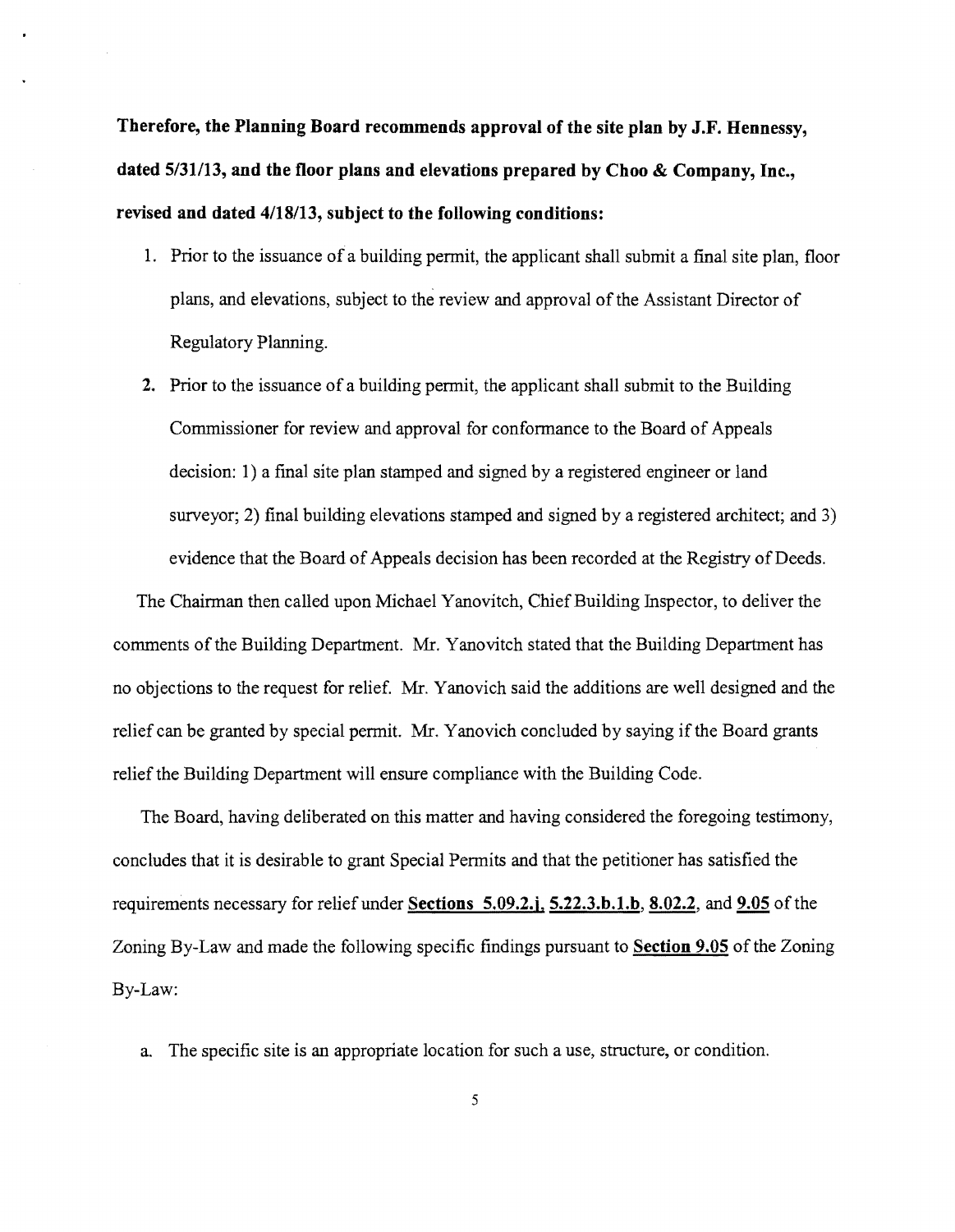**Therefore, the Planning Board recommends approval of the site plan by J.F. Hennessy, dated 5/31/13, and the floor plans and elevations prepared by Choo & Company, Inc., revised and dated 4/18/13, subject to the following conditions:**

1. Prior to the issuance of a building permit, the applicant shall submit a final site plan, floor plans, and elevations, subject to the review and approval of the Assistant Director of Regulatory Planning.
2. Prior to the issuance of a building permit, the applicant shall submit to the Building Commissioner for review and approval for conformance to the Board of Appeals decision: 1) a final site plan stamped and signed by a registered engineer or land surveyor; 2) final building elevations stamped and signed by a registered architect; and 3) evidence that the Board of Appeals decision has been recorded at the Registry of Deeds.

The Chairman then called upon Michael Yanovitch, Chief Building Inspector, to deliver the comments of the Building Department. Mr. Yanovitch stated that the Building Department has no objections to the request for relief. Mr. Yanovich said the additions are well designed and the relief can be granted by special permit. Mr. Yanovich concluded by saying if the Board grants relief the Building Department will ensure compliance with the Building Code.

The Board, having deliberated on this matter and having considered the foregoing testimony, concludes that it is desirable to grant Special Permits and that the petitioner has satisfied the requirements necessary for relief under **Sections 5.09.2.j**, **5.22.3.b.1.b**, **8.02.2**, and **9.05** of the Zoning By-Law and made the following specific findings pursuant to **Section 9.05** of the Zoning By-Law:

a. The specific site is an appropriate location for such a use, structure, or condition.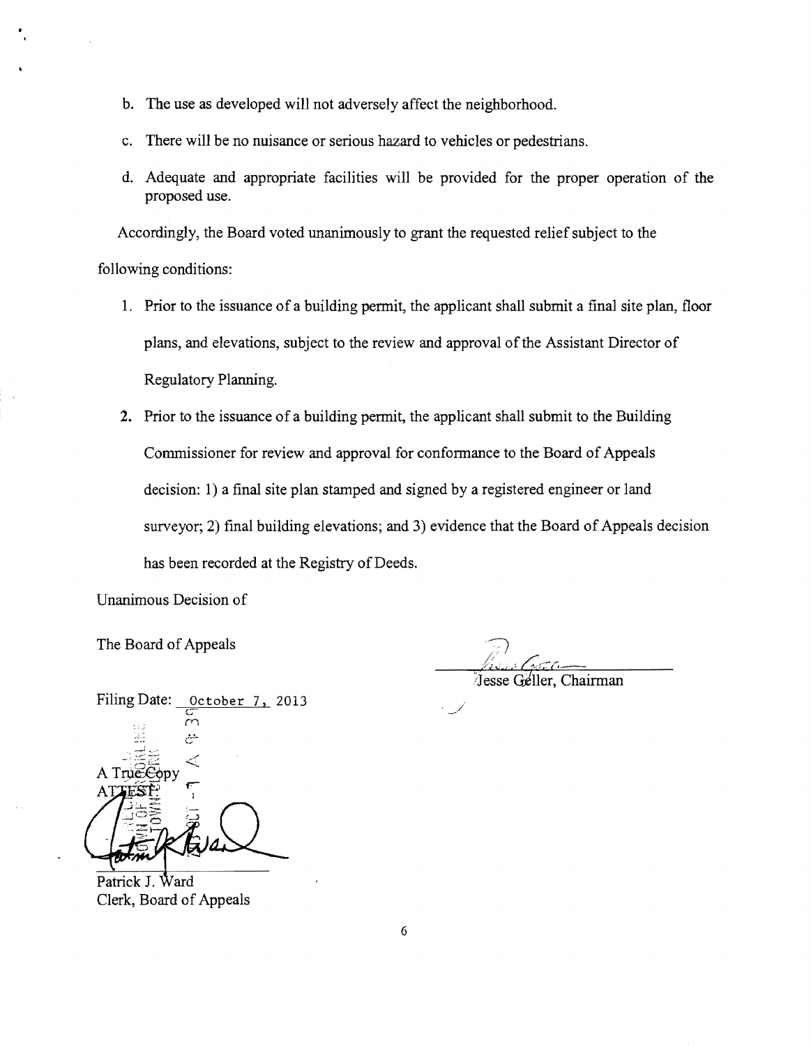b. The use as developed will not adversely affect the neighborhood.

c. There will be no nuisance or serious hazard to vehicles or pedestrians.

d. Adequate and appropriate facilities will be provided for the proper operation of the proposed use.

Accordingly, the Board voted unanimously to grant the requested relief subject to the following conditions:

1. Prior to the issuance of a building permit, the applicant shall submit a final site plan, floor plans, and elevations, subject to the review and approval of the Assistant Director of Regulatory Planning.

2. Prior to the issuance of a building permit, the applicant shall submit to the Building Commissioner for review and approval for conformance to the Board of Appeals decision: 1) a final site plan stamped and signed by a registered engineer or land surveyor; 2) final building elevations; and 3) evidence that the Board of Appeals decision has been recorded at the Registry of Deeds.

Unanimous Decision of

The Board of Appeals

Jesse Geller, Chairman

Filing Date: October 7, 2013

A True Copy
ATTEST:

Patrick J. Ward
Clerk, Board of Appeals